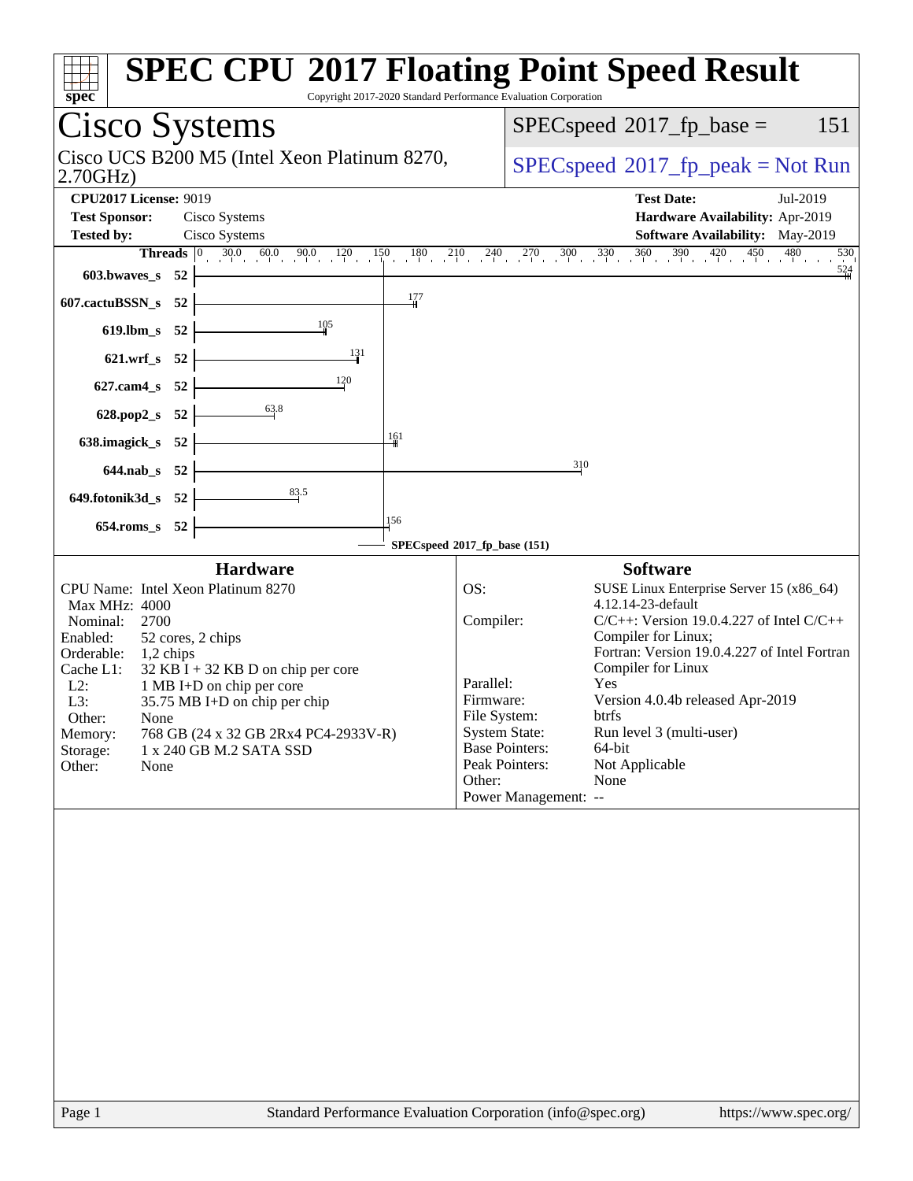# SPEC CPU 2017 Floating Point Speed Result

Copyright 2017-2020 Standard Performance Evaluation Corporation

## Cisco Systems

Cisco UCS B200 M5 (Intel Xeon Platinum 8270, 2.70GHz)

SPECspeed 2017_fp_base = 151

SPECspeed 2017_fp_peak = Not Run

**CPU2017 License:** 9019
**Test Sponsor:** Cisco Systems
**Tested by:** Cisco Systems

**Test Date:** Jul-2019
**Hardware Availability:** Apr-2019
**Software Availability:** May-2019

| Benchmark | Threads | Base |
|---|---|---|
| 603.bwaves_s | 52 | 524 |
| 607.cactuBSSN_s | 52 | 177 |
| 619.lbm_s | 52 | 105 |
| 621.wrf_s | 52 | 131 |
| 627.cam4_s | 52 | 120 |
| 628.pop2_s | 52 | 63.8 |
| 638.imagick_s | 52 | 161 |
| 644.nab_s | 52 | 310 |
| 649.fotonik3d_s | 52 | 83.5 |
| 654.roms_s | 52 | 156 |

SPECspeed 2017_fp_base (151)

### Hardware

| | |
|---|---|
| CPU Name: | Intel Xeon Platinum 8270 |
| Max MHz: | 4000 |
| Nominal: | 2700 |
| Enabled: | 52 cores, 2 chips |
| Orderable: | 1,2 chips |
| Cache L1: | 32 KB I + 32 KB D on chip per core |
| L2: | 1 MB I+D on chip per core |
| L3: | 35.75 MB I+D on chip per chip |
| Other: | None |
| Memory: | 768 GB (24 x 32 GB 2Rx4 PC4-2933V-R) |
| Storage: | 1 x 240 GB M.2 SATA SSD |
| Other: | None |

### Software

| | |
|---|---|
| OS: | SUSE Linux Enterprise Server 15 (x86_64) 4.12.14-23-default |
| Compiler: | C/C++: Version 19.0.4.227 of Intel C/C++ Compiler for Linux; Fortran: Version 19.0.4.227 of Intel Fortran Compiler for Linux |
| Parallel: | Yes |
| Firmware: | Version 4.0.4b released Apr-2019 |
| File System: | btrfs |
| System State: | Run level 3 (multi-user) |
| Base Pointers: | 64-bit |
| Peak Pointers: | Not Applicable |
| Other: | None |
| Power Management: | -- |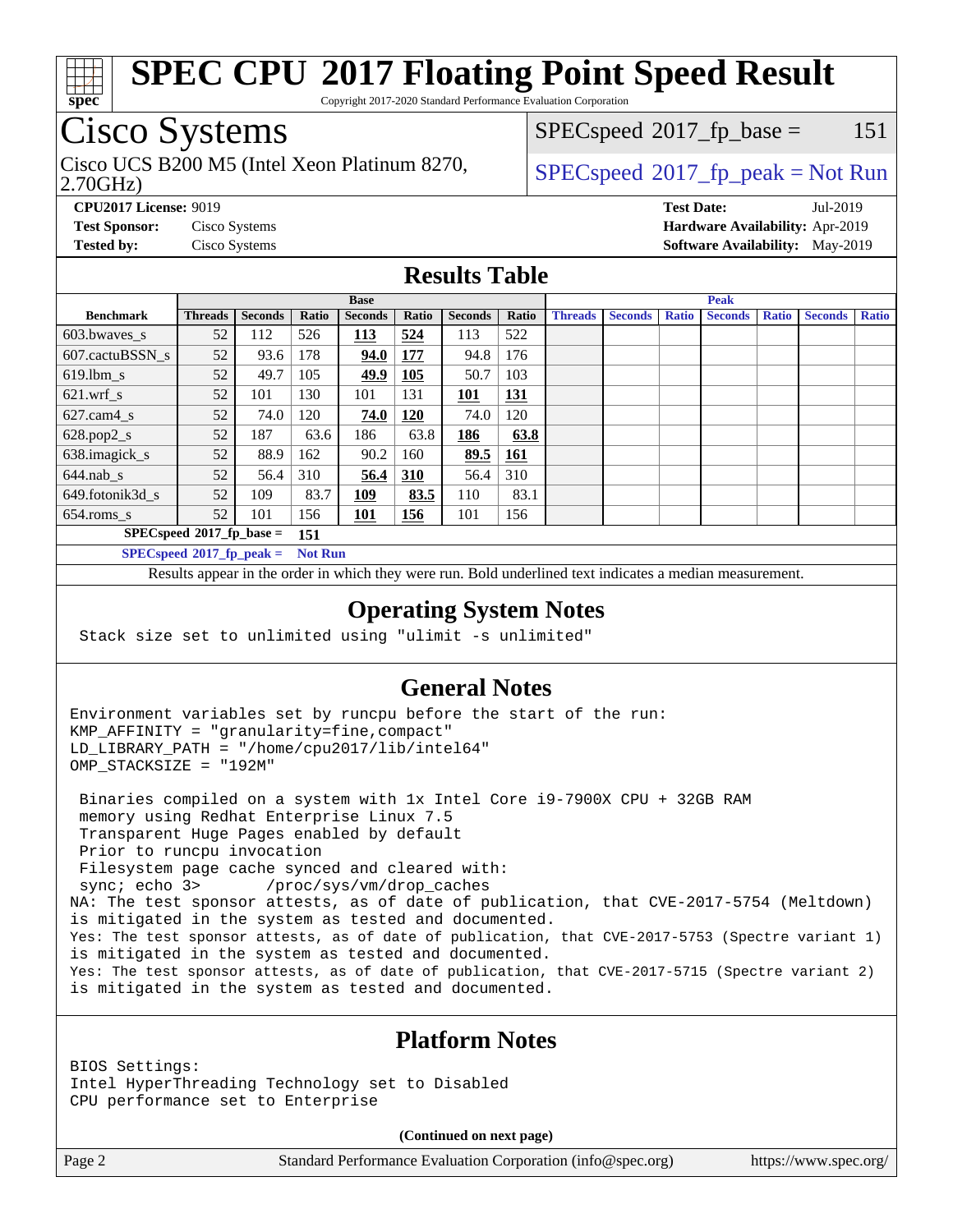# SPEC CPU 2017 Floating Point Speed Result

Copyright 2017-2020 Standard Performance Evaluation Corporation

## Cisco Systems

Cisco UCS B200 M5 (Intel Xeon Platinum 8270, 2.70GHz)

SPECspeed 2017_fp_base = 151

SPECspeed 2017_fp_peak = Not Run

**CPU2017 License:** 9019 | **Test Date:** Jul-2019
**Test Sponsor:** Cisco Systems | **Hardware Availability:** Apr-2019
**Tested by:** Cisco Systems | **Software Availability:** May-2019

## Results Table

| Benchmark | Base | | | | | | | Peak | | | | | | |
|---|---|---|---|---|---|---|---|---|---|---|---|---|---|---|
| | Threads | Seconds | Ratio | Seconds | Ratio | Seconds | Ratio | Threads | Seconds | Ratio | Seconds | Ratio | Seconds | Ratio |
| 603.bwaves_s | 52 | 112 | 526 | **113** | **524** | 113 | 522 | | | | | | | |
| 607.cactuBSSN_s | 52 | 93.6 | 178 | **94.0** | **177** | 94.8 | 176 | | | | | | | |
| 619.lbm_s | 52 | 49.7 | 105 | **49.9** | **105** | 50.7 | 103 | | | | | | | |
| 621.wrf_s | 52 | 101 | 130 | 101 | 131 | **101** | **131** | | | | | | | |
| 627.cam4_s | 52 | 74.0 | 120 | **74.0** | **120** | 74.0 | 120 | | | | | | | |
| 628.pop2_s | 52 | 187 | 63.6 | 186 | 63.8 | **186** | **63.8** | | | | | | | |
| 638.imagick_s | 52 | 88.9 | 162 | 90.2 | 160 | **89.5** | **161** | | | | | | | |
| 644.nab_s | 52 | 56.4 | 310 | **56.4** | **310** | 56.4 | 310 | | | | | | | |
| 649.fotonik3d_s | 52 | 109 | 83.7 | **109** | **83.5** | 110 | 83.1 | | | | | | | |
| 654.roms_s | 52 | 101 | 156 | **101** | **156** | 101 | 156 | | | | | | | |

**SPECspeed 2017_fp_base = 151**

**SPECspeed 2017_fp_peak = Not Run**

Results appear in the order in which they were run. Bold underlined text indicates a median measurement.

## Operating System Notes

```
Stack size set to unlimited using "ulimit -s unlimited"
```

## General Notes

```
Environment variables set by runcpu before the start of the run:
KMP_AFFINITY = "granularity=fine,compact"
LD_LIBRARY_PATH = "/home/cpu2017/lib/intel64"
OMP_STACKSIZE = "192M"

 Binaries compiled on a system with 1x Intel Core i9-7900X CPU + 32GB RAM
 memory using Redhat Enterprise Linux 7.5
 Transparent Huge Pages enabled by default
 Prior to runcpu invocation
 Filesystem page cache synced and cleared with:
 sync; echo 3>       /proc/sys/vm/drop_caches
NA: The test sponsor attests, as of date of publication, that CVE-2017-5754 (Meltdown)
is mitigated in the system as tested and documented.
Yes: The test sponsor attests, as of date of publication, that CVE-2017-5753 (Spectre variant 1)
is mitigated in the system as tested and documented.
Yes: The test sponsor attests, as of date of publication, that CVE-2017-5715 (Spectre variant 2)
is mitigated in the system as tested and documented.
```

## Platform Notes

```
BIOS Settings:
Intel HyperThreading Technology set to Disabled
CPU performance set to Enterprise
```

**(Continued on next page)**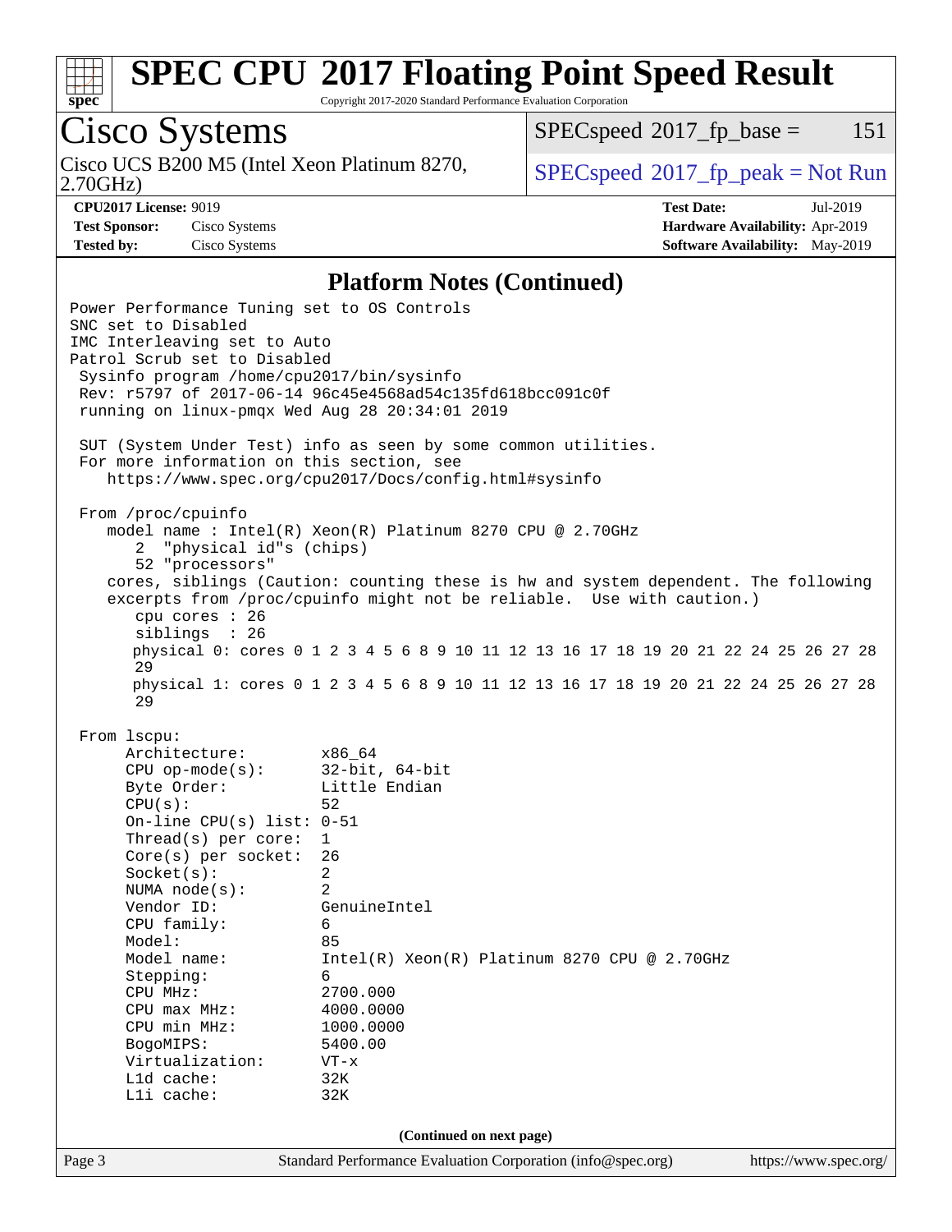# SPEC CPU 2017 Floating Point Speed Result

Copyright 2017-2020 Standard Performance Evaluation Corporation

## Cisco Systems

Cisco UCS B200 M5 (Intel Xeon Platinum 8270, 2.70GHz)

SPECspeed 2017_fp_base = 151

SPECspeed 2017_fp_peak = Not Run

**CPU2017 License:** 9019
**Test Sponsor:** Cisco Systems
**Tested by:** Cisco Systems

**Test Date:** Jul-2019
**Hardware Availability:** Apr-2019
**Software Availability:** May-2019

### Platform Notes (Continued)

```
Power Performance Tuning set to OS Controls
SNC set to Disabled
IMC Interleaving set to Auto
Patrol Scrub set to Disabled
 Sysinfo program /home/cpu2017/bin/sysinfo
 Rev: r5797 of 2017-06-14 96c45e4568ad54c135fd618bcc091c0f
 running on linux-pmqx Wed Aug 28 20:34:01 2019

 SUT (System Under Test) info as seen by some common utilities.
 For more information on this section, see
    https://www.spec.org/cpu2017/Docs/config.html#sysinfo

 From /proc/cpuinfo
    model name : Intel(R) Xeon(R) Platinum 8270 CPU @ 2.70GHz
       2  "physical id"s (chips)
       52 "processors"
    cores, siblings (Caution: counting these is hw and system dependent. The following
    excerpts from /proc/cpuinfo might not be reliable.  Use with caution.)
       cpu cores : 26
       siblings  : 26
       physical 0: cores 0 1 2 3 4 5 6 8 9 10 11 12 13 16 17 18 19 20 21 22 24 25 26 27 28
       29
       physical 1: cores 0 1 2 3 4 5 6 8 9 10 11 12 13 16 17 18 19 20 21 22 24 25 26 27 28
       29

 From lscpu:
      Architecture:        x86_64
      CPU op-mode(s):      32-bit, 64-bit
      Byte Order:          Little Endian
      CPU(s):              52
      On-line CPU(s) list: 0-51
      Thread(s) per core:  1
      Core(s) per socket:  26
      Socket(s):           2
      NUMA node(s):        2
      Vendor ID:           GenuineIntel
      CPU family:          6
      Model:               85
      Model name:          Intel(R) Xeon(R) Platinum 8270 CPU @ 2.70GHz
      Stepping:            6
      CPU MHz:             2700.000
      CPU max MHz:         4000.0000
      CPU min MHz:         1000.0000
      BogoMIPS:            5400.00
      Virtualization:      VT-x
      L1d cache:           32K
      L1i cache:           32K
```

(Continued on next page)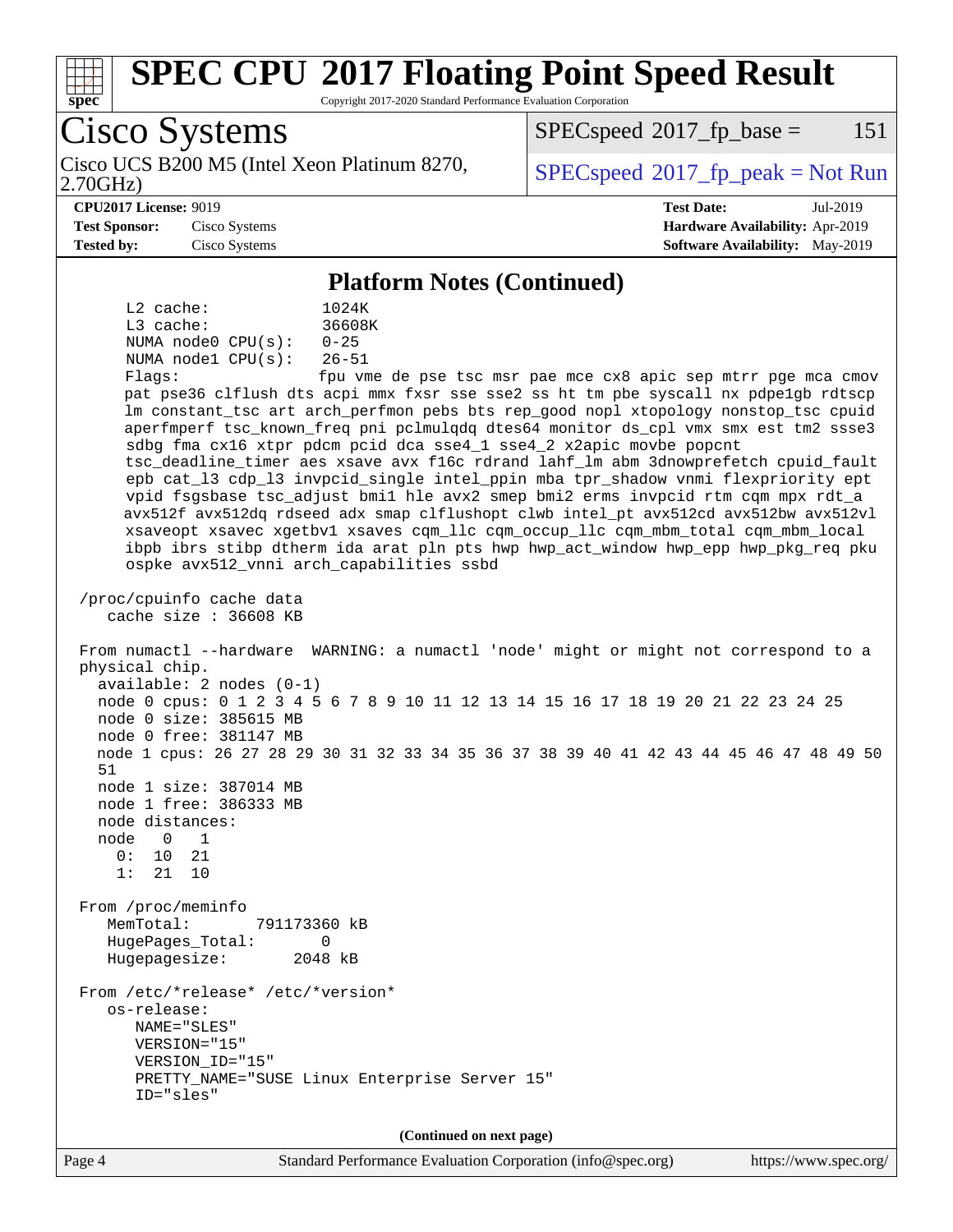## Platform Notes (Continued)

```
     L2 cache:            1024K
     L3 cache:            36608K
     NUMA node0 CPU(s):   0-25
     NUMA node1 CPU(s):   26-51
     Flags:               fpu vme de pse tsc msr pae mce cx8 apic sep mtrr pge mca cmov
     pat pse36 clflush dts acpi mmx fxsr sse sse2 ss ht tm pbe syscall nx pdpe1gb rdtscp
     lm constant_tsc art arch_perfmon pebs bts rep_good nopl xtopology nonstop_tsc cpuid
     aperfmperf tsc_known_freq pni pclmulqdq dtes64 monitor ds_cpl vmx smx est tm2 ssse3
     sdbg fma cx16 xtpr pdcm pcid dca sse4_1 sse4_2 x2apic movbe popcnt
     tsc_deadline_timer aes xsave avx f16c rdrand lahf_lm abm 3dnowprefetch cpuid_fault
     epb cat_l3 cdp_l3 invpcid_single intel_ppin mba tpr_shadow vnmi flexpriority ept
     vpid fsgsbase tsc_adjust bmi1 hle avx2 smep bmi2 erms invpcid rtm cqm mpx rdt_a
     avx512f avx512dq rdseed adx smap clflushopt clwb intel_pt avx512cd avx512bw avx512vl
     xsaveopt xsavec xgetbv1 xsaves cqm_llc cqm_occup_llc cqm_mbm_total cqm_mbm_local
     ibpb ibrs stibp dtherm ida arat pln pts hwp hwp_act_window hwp_epp hwp_pkg_req pku
     ospke avx512_vnni arch_capabilities ssbd

 /proc/cpuinfo cache data
    cache size : 36608 KB

 From numactl --hardware  WARNING: a numactl 'node' might or might not correspond to a
 physical chip.
   available: 2 nodes (0-1)
   node 0 cpus: 0 1 2 3 4 5 6 7 8 9 10 11 12 13 14 15 16 17 18 19 20 21 22 23 24 25
   node 0 size: 385615 MB
   node 0 free: 381147 MB
   node 1 cpus: 26 27 28 29 30 31 32 33 34 35 36 37 38 39 40 41 42 43 44 45 46 47 48 49 50
   51
   node 1 size: 387014 MB
   node 1 free: 386333 MB
   node distances:
   node   0   1
     0:  10  21
     1:  21  10

 From /proc/meminfo
    MemTotal:       791173360 kB
    HugePages_Total:       0
    Hugepagesize:       2048 kB

 From /etc/*release* /etc/*version*
    os-release:
       NAME="SLES"
       VERSION="15"
       VERSION_ID="15"
       PRETTY_NAME="SUSE Linux Enterprise Server 15"
       ID="sles"
```

**(Continued on next page)**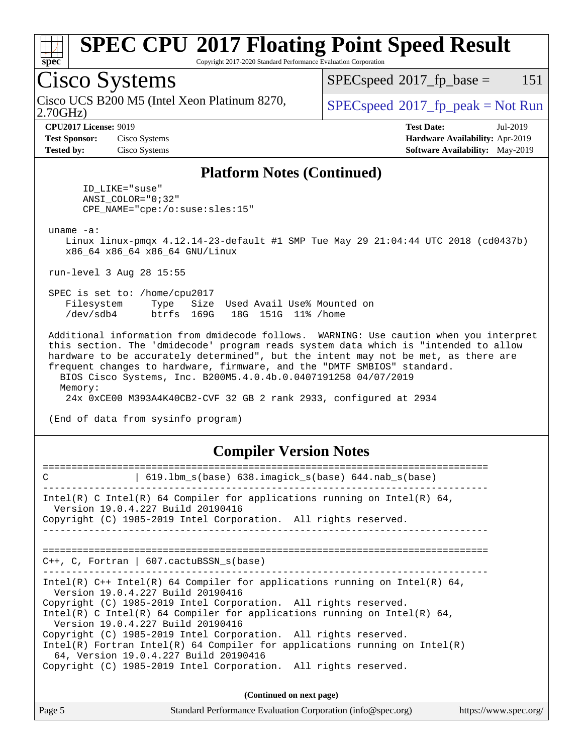# SPEC CPU 2017 Floating Point Speed Result

Copyright 2017-2020 Standard Performance Evaluation Corporation

## Cisco Systems

Cisco UCS B200 M5 (Intel Xeon Platinum 8270, 2.70GHz)

SPECspeed 2017_fp_base = 151

SPECspeed 2017_fp_peak = Not Run

**CPU2017 License:** 9019
**Test Sponsor:** Cisco Systems
**Tested by:** Cisco Systems

**Test Date:** Jul-2019
**Hardware Availability:** Apr-2019
**Software Availability:** May-2019

### Platform Notes (Continued)

```
      ID_LIKE="suse"
      ANSI_COLOR="0;32"
      CPE_NAME="cpe:/o:suse:sles:15"

 uname -a:
    Linux linux-pmqx 4.12.14-23-default #1 SMP Tue May 29 21:04:44 UTC 2018 (cd0437b)
    x86_64 x86_64 x86_64 GNU/Linux

 run-level 3 Aug 28 15:55

 SPEC is set to: /home/cpu2017
    Filesystem     Type   Size  Used Avail Use% Mounted on
    /dev/sdb4      btrfs  169G   18G  151G  11% /home

 Additional information from dmidecode follows.  WARNING: Use caution when you interpret
 this section. The 'dmidecode' program reads system data which is "intended to allow
 hardware to be accurately determined", but the intent may not be met, as there are
 frequent changes to hardware, firmware, and the "DMTF SMBIOS" standard.
   BIOS Cisco Systems, Inc. B200M5.4.0.4b.0.0407191258 04/07/2019
   Memory:
    24x 0xCE00 M393A4K40CB2-CVF 32 GB 2 rank 2933, configured at 2934

 (End of data from sysinfo program)
```

### Compiler Version Notes

```
==============================================================================
C               | 619.lbm_s(base) 638.imagick_s(base) 644.nab_s(base)
------------------------------------------------------------------------------
Intel(R) C Intel(R) 64 Compiler for applications running on Intel(R) 64,
  Version 19.0.4.227 Build 20190416
Copyright (C) 1985-2019 Intel Corporation.  All rights reserved.
------------------------------------------------------------------------------

==============================================================================
C++, C, Fortran | 607.cactuBSSN_s(base)
------------------------------------------------------------------------------
Intel(R) C++ Intel(R) 64 Compiler for applications running on Intel(R) 64,
  Version 19.0.4.227 Build 20190416
Copyright (C) 1985-2019 Intel Corporation.  All rights reserved.
Intel(R) C Intel(R) 64 Compiler for applications running on Intel(R) 64,
  Version 19.0.4.227 Build 20190416
Copyright (C) 1985-2019 Intel Corporation.  All rights reserved.
Intel(R) Fortran Intel(R) 64 Compiler for applications running on Intel(R)
  64, Version 19.0.4.227 Build 20190416
Copyright (C) 1985-2019 Intel Corporation.  All rights reserved.
```

(Continued on next page)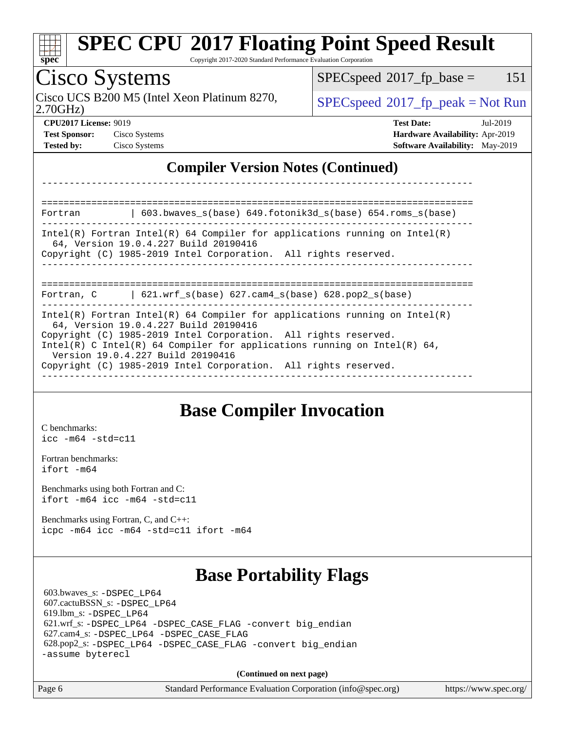# SPEC CPU 2017 Floating Point Speed Result

Copyright 2017-2020 Standard Performance Evaluation Corporation

## Cisco Systems

Cisco UCS B200 M5 (Intel Xeon Platinum 8270, 2.70GHz)

SPECspeed 2017_fp_base = 151

SPECspeed 2017_fp_peak = Not Run

**CPU2017 License:** 9019
**Test Sponsor:** Cisco Systems
**Tested by:** Cisco Systems

**Test Date:** Jul-2019
**Hardware Availability:** Apr-2019
**Software Availability:** May-2019

## Compiler Version Notes (Continued)

```
------------------------------------------------------------------------------

==============================================================================
Fortran         | 603.bwaves_s(base) 649.fotonik3d_s(base) 654.roms_s(base)
------------------------------------------------------------------------------
Intel(R) Fortran Intel(R) 64 Compiler for applications running on Intel(R)
  64, Version 19.0.4.227 Build 20190416
Copyright (C) 1985-2019 Intel Corporation.  All rights reserved.
------------------------------------------------------------------------------

==============================================================================
Fortran, C      | 621.wrf_s(base) 627.cam4_s(base) 628.pop2_s(base)
------------------------------------------------------------------------------
Intel(R) Fortran Intel(R) 64 Compiler for applications running on Intel(R)
  64, Version 19.0.4.227 Build 20190416
Copyright (C) 1985-2019 Intel Corporation.  All rights reserved.
Intel(R) C Intel(R) 64 Compiler for applications running on Intel(R) 64,
  Version 19.0.4.227 Build 20190416
Copyright (C) 1985-2019 Intel Corporation.  All rights reserved.
------------------------------------------------------------------------------
```

## Base Compiler Invocation

C benchmarks:
`icc -m64 -std=c11`

Fortran benchmarks:
`ifort -m64`

Benchmarks using both Fortran and C:
`ifort -m64 icc -m64 -std=c11`

Benchmarks using Fortran, C, and C++:
`icpc -m64 icc -m64 -std=c11 ifort -m64`

## Base Portability Flags

603.bwaves_s: `-DSPEC_LP64`
607.cactuBSSN_s: `-DSPEC_LP64`
619.lbm_s: `-DSPEC_LP64`
621.wrf_s: `-DSPEC_LP64 -DSPEC_CASE_FLAG -convert big_endian`
627.cam4_s: `-DSPEC_LP64 -DSPEC_CASE_FLAG`
628.pop2_s: `-DSPEC_LP64 -DSPEC_CASE_FLAG -convert big_endian -assume byterecl`

**(Continued on next page)**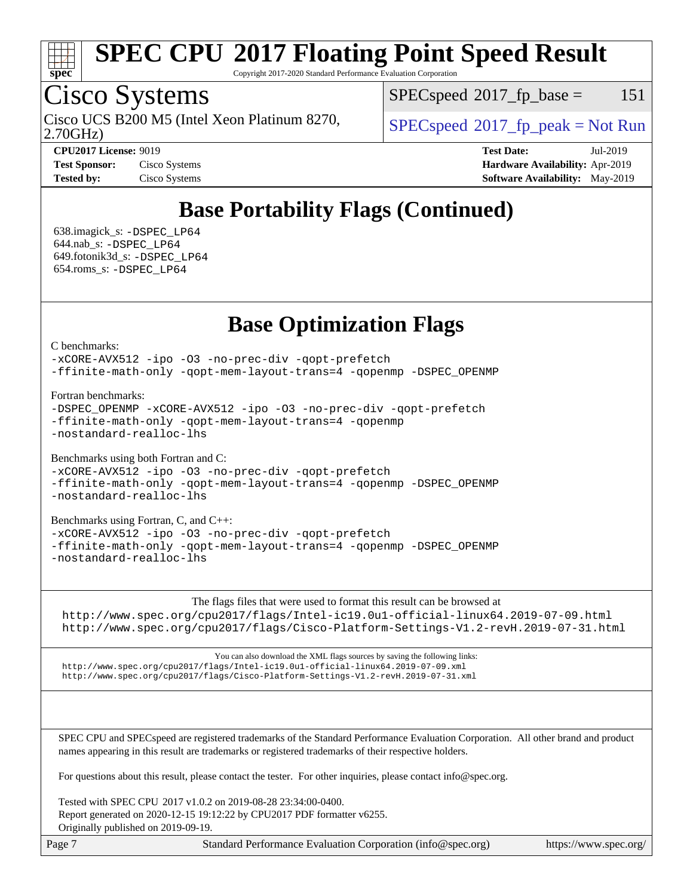# SPEC CPU 2017 Floating Point Speed Result

Copyright 2017-2020 Standard Performance Evaluation Corporation

## Cisco Systems

Cisco UCS B200 M5 (Intel Xeon Platinum 8270, 2.70GHz)

SPECspeed 2017_fp_base = 151

SPECspeed 2017_fp_peak = Not Run

**CPU2017 License:** 9019
**Test Sponsor:** Cisco Systems
**Tested by:** Cisco Systems

**Test Date:** Jul-2019
**Hardware Availability:** Apr-2019
**Software Availability:** May-2019

## Base Portability Flags (Continued)

638.imagick_s: -DSPEC_LP64
644.nab_s: -DSPEC_LP64
649.fotonik3d_s: -DSPEC_LP64
654.roms_s: -DSPEC_LP64

## Base Optimization Flags

C benchmarks:
-xCORE-AVX512 -ipo -O3 -no-prec-div -qopt-prefetch
-ffinite-math-only -qopt-mem-layout-trans=4 -qopenmp -DSPEC_OPENMP

Fortran benchmarks:
-DSPEC_OPENMP -xCORE-AVX512 -ipo -O3 -no-prec-div -qopt-prefetch
-ffinite-math-only -qopt-mem-layout-trans=4 -qopenmp
-nostandard-realloc-lhs

Benchmarks using both Fortran and C:
-xCORE-AVX512 -ipo -O3 -no-prec-div -qopt-prefetch
-ffinite-math-only -qopt-mem-layout-trans=4 -qopenmp -DSPEC_OPENMP
-nostandard-realloc-lhs

Benchmarks using Fortran, C, and C++:
-xCORE-AVX512 -ipo -O3 -no-prec-div -qopt-prefetch
-ffinite-math-only -qopt-mem-layout-trans=4 -qopenmp -DSPEC_OPENMP
-nostandard-realloc-lhs

The flags files that were used to format this result can be browsed at
http://www.spec.org/cpu2017/flags/Intel-ic19.0u1-official-linux64.2019-07-09.html
http://www.spec.org/cpu2017/flags/Cisco-Platform-Settings-V1.2-revH.2019-07-31.html

You can also download the XML flags sources by saving the following links:
http://www.spec.org/cpu2017/flags/Intel-ic19.0u1-official-linux64.2019-07-09.xml
http://www.spec.org/cpu2017/flags/Cisco-Platform-Settings-V1.2-revH.2019-07-31.xml

SPEC CPU and SPECspeed are registered trademarks of the Standard Performance Evaluation Corporation. All other brand and product names appearing in this result are trademarks or registered trademarks of their respective holders.

For questions about this result, please contact the tester. For other inquiries, please contact info@spec.org.

Tested with SPEC CPU 2017 v1.0.2 on 2019-08-28 23:34:00-0400.
Report generated on 2020-12-15 19:12:22 by CPU2017 PDF formatter v6255.
Originally published on 2019-09-19.